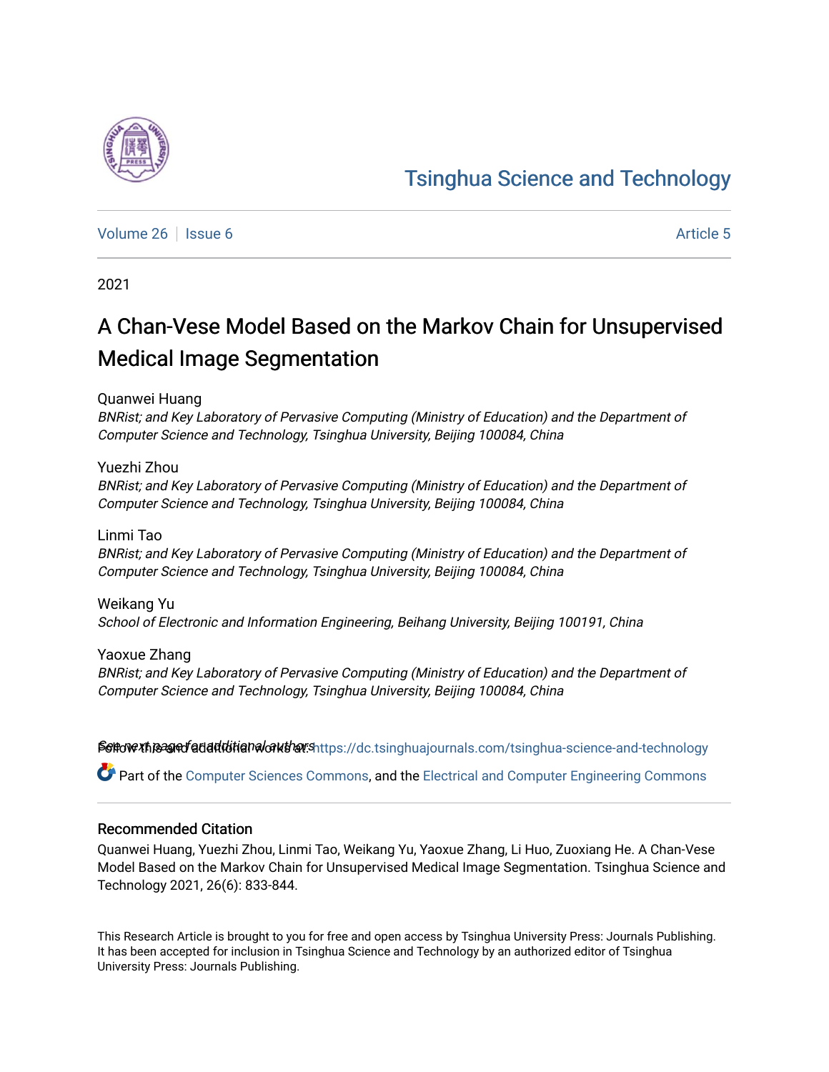Tsinghua Science and Technology

Volume 26 | Issue 6 Article 5

2021

# A Chan-Vese Model Based on the Markov Chain for Unsupervised Medical Image Segmentation

Quanwei Huang
*BNRist; and Key Laboratory of Pervasive Computing (Ministry of Education) and the Department of Computer Science and Technology, Tsinghua University, Beijing 100084, China*

Yuezhi Zhou
*BNRist; and Key Laboratory of Pervasive Computing (Ministry of Education) and the Department of Computer Science and Technology, Tsinghua University, Beijing 100084, China*

Linmi Tao
*BNRist; and Key Laboratory of Pervasive Computing (Ministry of Education) and the Department of Computer Science and Technology, Tsinghua University, Beijing 100084, China*

Weikang Yu
*School of Electronic and Information Engineering, Beihang University, Beijing 100191, China*

Yaoxue Zhang
*BNRist; and Key Laboratory of Pervasive Computing (Ministry of Education) and the Department of Computer Science and Technology, Tsinghua University, Beijing 100084, China*

See next page for additional authors

Follow this and additional works at: https://dc.tsinghuajournals.com/tsinghua-science-and-technology

Part of the Computer Sciences Commons, and the Electrical and Computer Engineering Commons

## Recommended Citation

Quanwei Huang, Yuezhi Zhou, Linmi Tao, Weikang Yu, Yaoxue Zhang, Li Huo, Zuoxiang He. A Chan-Vese Model Based on the Markov Chain for Unsupervised Medical Image Segmentation. Tsinghua Science and Technology 2021, 26(6): 833-844.

This Research Article is brought to you for free and open access by Tsinghua University Press: Journals Publishing. It has been accepted for inclusion in Tsinghua Science and Technology by an authorized editor of Tsinghua University Press: Journals Publishing.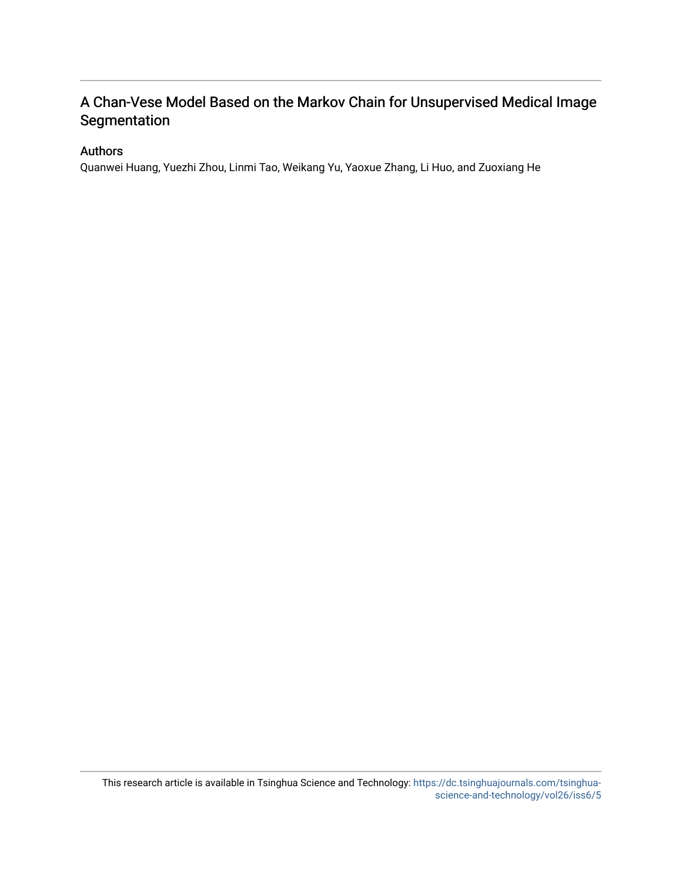# A Chan-Vese Model Based on the Markov Chain for Unsupervised Medical Image Segmentation

## Authors

Quanwei Huang, Yuezhi Zhou, Linmi Tao, Weikang Yu, Yaoxue Zhang, Li Huo, and Zuoxiang He

This research article is available in Tsinghua Science and Technology: https://dc.tsinghuajournals.com/tsinghua-science-and-technology/vol26/iss6/5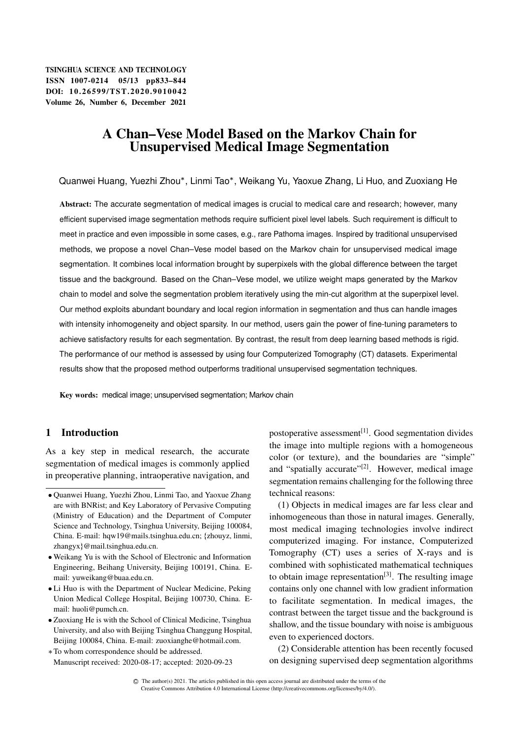# A Chan–Vese Model Based on the Markov Chain for Unsupervised Medical Image Segmentation

Quanwei Huang, Yuezhi Zhou*, Linmi Tao*, Weikang Yu, Yaoxue Zhang, Li Huo, and Zuoxiang He

**Abstract:** The accurate segmentation of medical images is crucial to medical care and research; however, many efficient supervised image segmentation methods require sufficient pixel level labels. Such requirement is difficult to meet in practice and even impossible in some cases, e.g., rare Pathoma images. Inspired by traditional unsupervised methods, we propose a novel Chan–Vese model based on the Markov chain for unsupervised medical image segmentation. It combines local information brought by superpixels with the global difference between the target tissue and the background. Based on the Chan–Vese model, we utilize weight maps generated by the Markov chain to model and solve the segmentation problem iteratively using the min-cut algorithm at the superpixel level. Our method exploits abundant boundary and local region information in segmentation and thus can handle images with intensity inhomogeneity and object sparsity. In our method, users gain the power of fine-tuning parameters to achieve satisfactory results for each segmentation. By contrast, the result from deep learning based methods is rigid. The performance of our method is assessed by using four Computerized Tomography (CT) datasets. Experimental results show that the proposed method outperforms traditional unsupervised segmentation techniques.

**Key words:** medical image; unsupervised segmentation; Markov chain

## 1 Introduction

As a key step in medical research, the accurate segmentation of medical images is commonly applied in preoperative planning, intraoperative navigation, and postoperative assessment[1]. Good segmentation divides the image into multiple regions with a homogeneous color (or texture), and the boundaries are "simple" and "spatially accurate"[2]. However, medical image segmentation remains challenging for the following three technical reasons:

(1) Objects in medical images are far less clear and inhomogeneous than those in natural images. Generally, most medical imaging technologies involve indirect computerized imaging. For instance, Computerized Tomography (CT) uses a series of X-rays and is combined with sophisticated mathematical techniques to obtain image representation[3]. The resulting image contains only one channel with low gradient information to facilitate segmentation. In medical images, the contrast between the target tissue and the background is shallow, and the tissue boundary with noise is ambiguous even to experienced doctors.

(2) Considerable attention has been recently focused on designing supervised deep segmentation algorithms

- Quanwei Huang, Yuezhi Zhou, Linmi Tao, and Yaoxue Zhang are with BNRist; and Key Laboratory of Pervasive Computing (Ministry of Education) and the Department of Computer Science and Technology, Tsinghua University, Beijing 100084, China. E-mail: hqw19@mails.tsinghua.edu.cn; {zhouyz, linmi, zhangyx}@mail.tsinghua.edu.cn.
- Weikang Yu is with the School of Electronic and Information Engineering, Beihang University, Beijing 100191, China. E-mail: yuweikang@buaa.edu.cn.
- Li Huo is with the Department of Nuclear Medicine, Peking Union Medical College Hospital, Beijing 100730, China. E-mail: huoli@pumch.cn.
- Zuoxiang He is with the School of Clinical Medicine, Tsinghua University, and also with Beijing Tsinghua Changgung Hospital, Beijing 100084, China. E-mail: zuoxianghe@hotmail.com.

∗ To whom correspondence should be addressed.
Manuscript received: 2020-08-17; accepted: 2020-09-23

© The author(s) 2021. The articles published in this open access journal are distributed under the terms of the Creative Commons Attribution 4.0 International License (http://creativecommons.org/licenses/by/4.0/).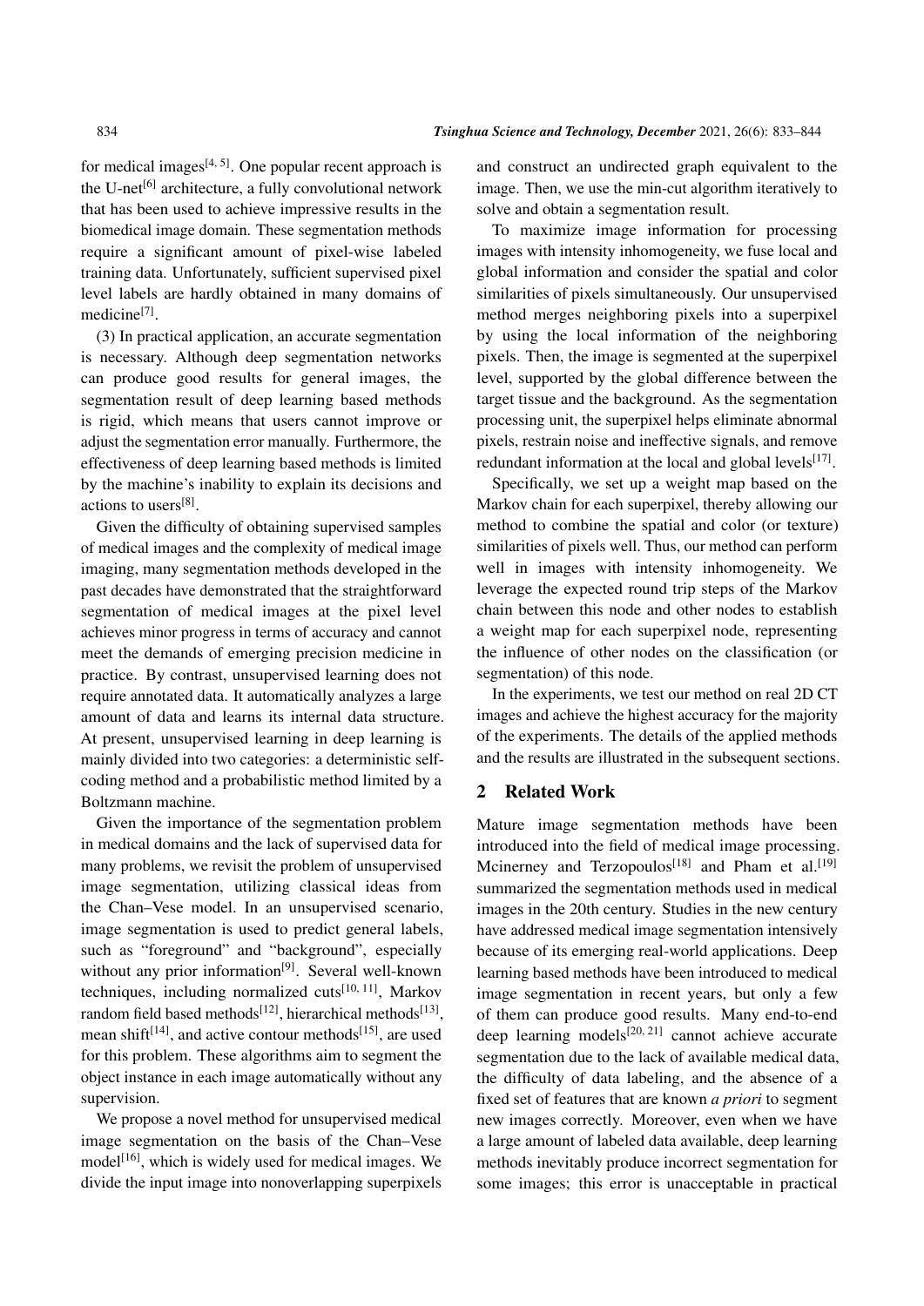for medical images[4, 5]. One popular recent approach is the U-net[6] architecture, a fully convolutional network that has been used to achieve impressive results in the biomedical image domain. These segmentation methods require a significant amount of pixel-wise labeled training data. Unfortunately, sufficient supervised pixel level labels are hardly obtained in many domains of medicine[7].

(3) In practical application, an accurate segmentation is necessary. Although deep segmentation networks can produce good results for general images, the segmentation result of deep learning based methods is rigid, which means that users cannot improve or adjust the segmentation error manually. Furthermore, the effectiveness of deep learning based methods is limited by the machine's inability to explain its decisions and actions to users[8].

Given the difficulty of obtaining supervised samples of medical images and the complexity of medical image imaging, many segmentation methods developed in the past decades have demonstrated that the straightforward segmentation of medical images at the pixel level achieves minor progress in terms of accuracy and cannot meet the demands of emerging precision medicine in practice. By contrast, unsupervised learning does not require annotated data. It automatically analyzes a large amount of data and learns its internal data structure. At present, unsupervised learning in deep learning is mainly divided into two categories: a deterministic self-coding method and a probabilistic method limited by a Boltzmann machine.

Given the importance of the segmentation problem in medical domains and the lack of supervised data for many problems, we revisit the problem of unsupervised image segmentation, utilizing classical ideas from the Chan–Vese model. In an unsupervised scenario, image segmentation is used to predict general labels, such as "foreground" and "background", especially without any prior information[9]. Several well-known techniques, including normalized cuts[10, 11], Markov random field based methods[12], hierarchical methods[13], mean shift[14], and active contour methods[15], are used for this problem. These algorithms aim to segment the object instance in each image automatically without any supervision.

We propose a novel method for unsupervised medical image segmentation on the basis of the Chan–Vese model[16], which is widely used for medical images. We divide the input image into nonoverlapping superpixels and construct an undirected graph equivalent to the image. Then, we use the min-cut algorithm iteratively to solve and obtain a segmentation result.

To maximize image information for processing images with intensity inhomogeneity, we fuse local and global information and consider the spatial and color similarities of pixels simultaneously. Our unsupervised method merges neighboring pixels into a superpixel by using the local information of the neighboring pixels. Then, the image is segmented at the superpixel level, supported by the global difference between the target tissue and the background. As the segmentation processing unit, the superpixel helps eliminate abnormal pixels, restrain noise and ineffective signals, and remove redundant information at the local and global levels[17].

Specifically, we set up a weight map based on the Markov chain for each superpixel, thereby allowing our method to combine the spatial and color (or texture) similarities of pixels well. Thus, our method can perform well in images with intensity inhomogeneity. We leverage the expected round trip steps of the Markov chain between this node and other nodes to establish a weight map for each superpixel node, representing the influence of other nodes on the classification (or segmentation) of this node.

In the experiments, we test our method on real 2D CT images and achieve the highest accuracy for the majority of the experiments. The details of the applied methods and the results are illustrated in the subsequent sections.

## 2 Related Work

Mature image segmentation methods have been introduced into the field of medical image processing. Mcinerney and Terzopoulos[18] and Pham et al.[19] summarized the segmentation methods used in medical images in the 20th century. Studies in the new century have addressed medical image segmentation intensively because of its emerging real-world applications. Deep learning based methods have been introduced to medical image segmentation in recent years, but only a few of them can produce good results. Many end-to-end deep learning models[20, 21] cannot achieve accurate segmentation due to the lack of available medical data, the difficulty of data labeling, and the absence of a fixed set of features that are known *a priori* to segment new images correctly. Moreover, even when we have a large amount of labeled data available, deep learning methods inevitably produce incorrect segmentation for some images; this error is unacceptable in practical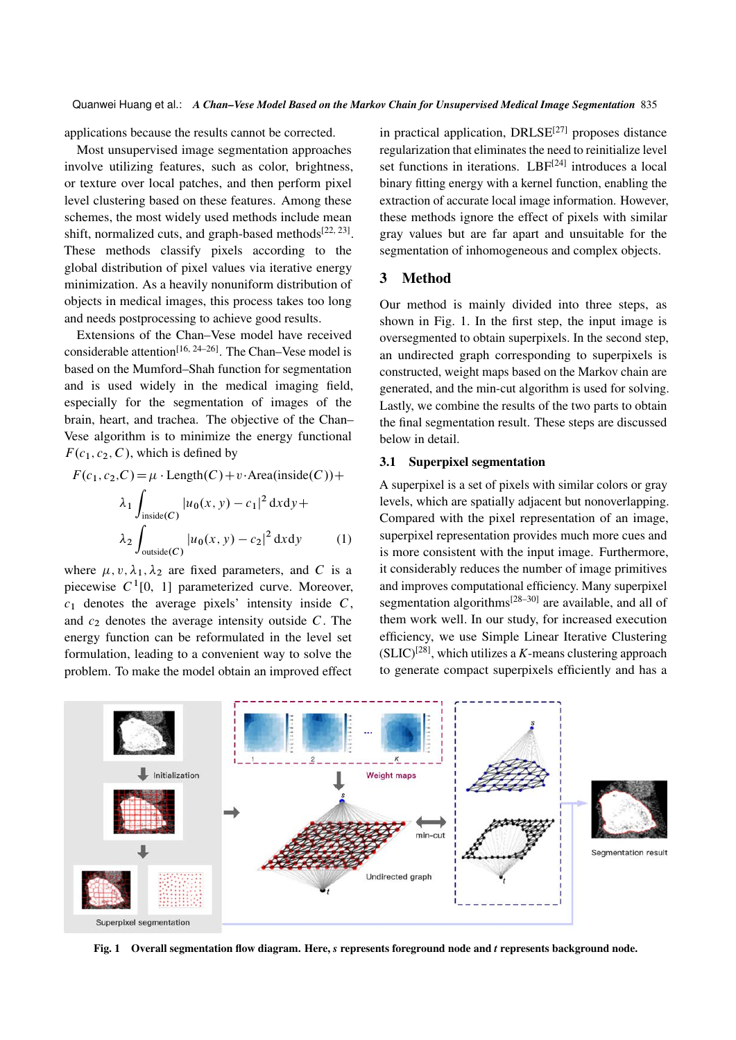applications because the results cannot be corrected.

Most unsupervised image segmentation approaches involve utilizing features, such as color, brightness, or texture over local patches, and then perform pixel level clustering based on these features. Among these schemes, the most widely used methods include mean shift, normalized cuts, and graph-based methods[22, 23]. These methods classify pixels according to the global distribution of pixel values via iterative energy minimization. As a heavily nonuniform distribution of objects in medical images, this process takes too long and needs postprocessing to achieve good results.

Extensions of the Chan–Vese model have received considerable attention[16, 24–26]. The Chan–Vese model is based on the Mumford–Shah function for segmentation and is used widely in the medical imaging field, especially for the segmentation of images of the brain, heart, and trachea. The objective of the Chan–Vese algorithm is to minimize the energy functional $F(c_1, c_2, C)$, which is defined by

$$F(c_1, c_2, C) = \mu \cdot \text{Length}(C) + v \cdot \text{Area}(\text{inside}(C)) + \lambda_1 \int_{\text{inside}(C)} |u_0(x, y) - c_1|^2 \,\mathrm{d}x\mathrm{d}y + \lambda_2 \int_{\text{outside}(C)} |u_0(x, y) - c_2|^2 \,\mathrm{d}x\mathrm{d}y \tag{1}$$

where $\mu, v, \lambda_1, \lambda_2$ are fixed parameters, and $C$ is a piecewise $C^1[0, 1]$ parameterized curve. Moreover, $c_1$ denotes the average pixels' intensity inside $C$, and $c_2$ denotes the average intensity outside $C$. The energy function can be reformulated in the level set formulation, leading to a convenient way to solve the problem. To make the model obtain an improved effect in practical application, DRLSE[27] proposes distance regularization that eliminates the need to reinitialize level set functions in iterations. LBF[24] introduces a local binary fitting energy with a kernel function, enabling the extraction of accurate local image information. However, these methods ignore the effect of pixels with similar gray values but are far apart and unsuitable for the segmentation of inhomogeneous and complex objects.

## 3 Method

Our method is mainly divided into three steps, as shown in Fig. 1. In the first step, the input image is oversegmented to obtain superpixels. In the second step, an undirected graph corresponding to superpixels is constructed, weight maps based on the Markov chain are generated, and the min-cut algorithm is used for solving. Lastly, we combine the results of the two parts to obtain the final segmentation result. These steps are discussed below in detail.

### 3.1 Superpixel segmentation

A superpixel is a set of pixels with similar colors or gray levels, which are spatially adjacent but nonoverlapping. Compared with the pixel representation of an image, superpixel representation provides much more cues and is more consistent with the input image. Furthermore, it considerably reduces the number of image primitives and improves computational efficiency. Many superpixel segmentation algorithms[28–30] are available, and all of them work well. In our study, for increased execution efficiency, we use Simple Linear Iterative Clustering (SLIC)[28], which utilizes a $K$-means clustering approach to generate compact superpixels efficiently and has a

**Fig. 1 Overall segmentation flow diagram. Here, *s* represents foreground node and *t* represents background node.**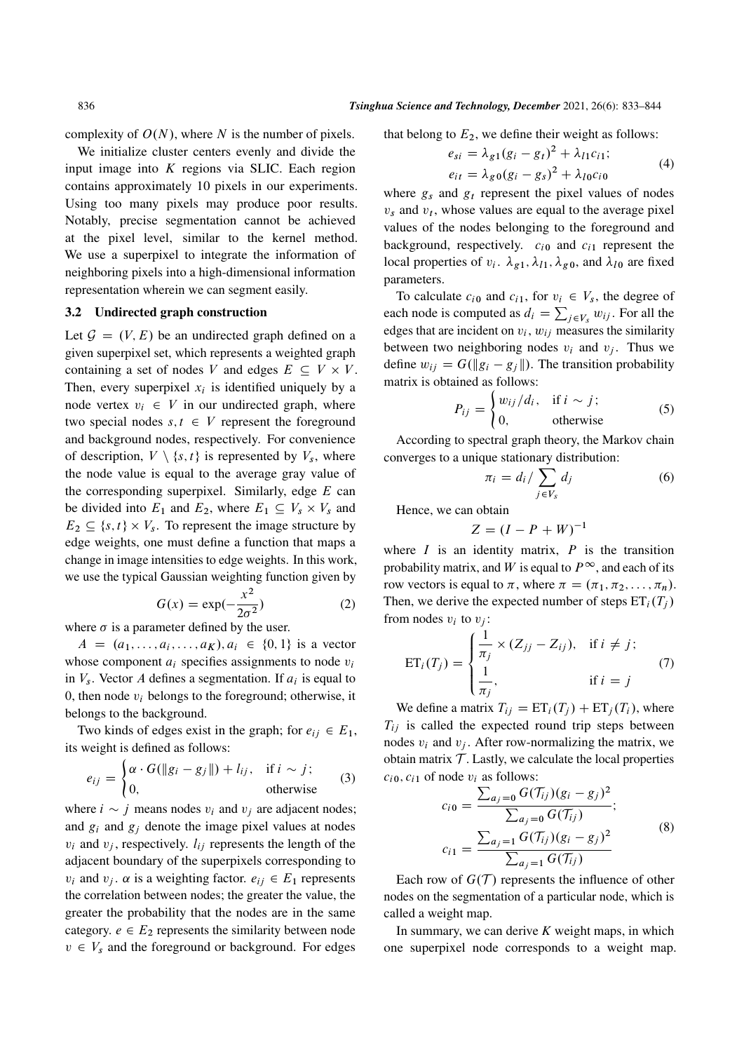complexity of $O(N)$, where $N$ is the number of pixels.

We initialize cluster centers evenly and divide the input image into $K$ regions via SLIC. Each region contains approximately 10 pixels in our experiments. Using too many pixels may produce poor results. Notably, precise segmentation cannot be achieved at the pixel level, similar to the kernel method. We use a superpixel to integrate the information of neighboring pixels into a high-dimensional information representation wherein we can segment easily.

### 3.2 Undirected graph construction

Let $\mathcal{G} = (V, E)$ be an undirected graph defined on a given superpixel set, which represents a weighted graph containing a set of nodes $V$ and edges $E \subseteq V \times V$. Then, every superpixel $x_i$ is identified uniquely by a node vertex $v_i \in V$ in our undirected graph, where two special nodes $s, t \in V$ represent the foreground and background nodes, respectively. For convenience of description, $V \setminus \{s, t\}$ is represented by $V_s$, where the node value is equal to the average gray value of the corresponding superpixel. Similarly, edge $E$ can be divided into $E_1$ and $E_2$, where $E_1 \subseteq V_s \times V_s$ and $E_2 \subseteq \{s, t\} \times V_s$. To represent the image structure by edge weights, one must define a function that maps a change in image intensities to edge weights. In this work, we use the typical Gaussian weighting function given by

$$G(x) = \exp(-\frac{x^2}{2\sigma^2}) \tag{2}$$

where $\sigma$ is a parameter defined by the user.

$A = (a_1, \ldots, a_i, \ldots, a_K), a_i \in \{0, 1\}$ is a vector whose component $a_i$ specifies assignments to node $v_i$ in $V_s$. Vector $A$ defines a segmentation. If $a_i$ is equal to 0, then node $v_i$ belongs to the foreground; otherwise, it belongs to the background.

Two kinds of edges exist in the graph; for $e_{ij} \in E_1$, its weight is defined as follows:

$$e_{ij} = \begin{cases} \alpha \cdot G(\|g_i - g_j\|) + l_{ij}, & \text{if } i \sim j; \\ 0, & \text{otherwise} \end{cases} \tag{3}$$

where $i \sim j$ means nodes $v_i$ and $v_j$ are adjacent nodes; and $g_i$ and $g_j$ denote the image pixel values at nodes $v_i$ and $v_j$, respectively. $l_{ij}$ represents the length of the adjacent boundary of the superpixels corresponding to $v_i$ and $v_j$. $\alpha$ is a weighting factor. $e_{ij} \in E_1$ represents the correlation between nodes; the greater the value, the greater the probability that the nodes are in the same category. $e \in E_2$ represents the similarity between node $v \in V_s$ and the foreground or background. For edges that belong to $E_2$, we define their weight as follows:

$$\begin{aligned} e_{si} &= \lambda_{g1}(g_i - g_t)^2 + \lambda_{l1} c_{i1}; \\ e_{it} &= \lambda_{g0}(g_i - g_s)^2 + \lambda_{l0} c_{i0} \end{aligned} \tag{4}$$

where $g_s$ and $g_t$ represent the pixel values of nodes $v_s$ and $v_t$, whose values are equal to the average pixel values of the nodes belonging to the foreground and background, respectively. $c_{i0}$ and $c_{i1}$ represent the local properties of $v_i$. $\lambda_{g1}, \lambda_{l1}, \lambda_{g0}$, and $\lambda_{l0}$ are fixed parameters.

To calculate $c_{i0}$ and $c_{i1}$, for $v_i \in V_s$, the degree of each node is computed as $d_i = \sum_{j \in V_s} w_{ij}$. For all the edges that are incident on $v_i$, $w_{ij}$ measures the similarity between two neighboring nodes $v_i$ and $v_j$. Thus we define $w_{ij} = G(\|g_i - g_j\|)$. The transition probability matrix is obtained as follows:

$$P_{ij} = \begin{cases} w_{ij}/d_i, & \text{if } i \sim j; \\ 0, & \text{otherwise} \end{cases} \tag{5}$$

According to spectral graph theory, the Markov chain converges to a unique stationary distribution:

$$\pi_i = d_i / \sum_{j \in V_s} d_j \tag{6}$$

Hence, we can obtain

$$Z = (I - P + W)^{-1}$$

where $I$ is an identity matrix, $P$ is the transition probability matrix, and $W$ is equal to $P^{\infty}$, and each of its row vectors is equal to $\pi$, where $\pi = (\pi_1, \pi_2, \ldots, \pi_n)$. Then, we derive the expected number of steps $\mathrm{ET}_i(T_j)$ from nodes $v_i$ to $v_j$:

$$\mathrm{ET}_i(T_j) = \begin{cases} \dfrac{1}{\pi_j} \times (Z_{jj} - Z_{ij}), & \text{if } i \neq j; \\ \dfrac{1}{\pi_j}, & \text{if } i = j \end{cases} \tag{7}$$

We define a matrix $T_{ij} = \mathrm{ET}_i(T_j) + \mathrm{ET}_j(T_i)$, where $T_{ij}$ is called the expected round trip steps between nodes $v_i$ and $v_j$. After row-normalizing the matrix, we obtain matrix $\mathcal{T}$. Lastly, we calculate the local properties $c_{i0}, c_{i1}$ of node $v_i$ as follows:

$$\begin{aligned} c_{i0} &= \frac{\sum_{a_j=0} G(\mathcal{T}_{ij})(g_i - g_j)^2}{\sum_{a_j=0} G(\mathcal{T}_{ij})}; \\ c_{i1} &= \frac{\sum_{a_j=1} G(\mathcal{T}_{ij})(g_i - g_j)^2}{\sum_{a_j=1} G(\mathcal{T}_{ij})} \end{aligned} \tag{8}$$

Each row of $G(\mathcal{T})$ represents the influence of other nodes on the segmentation of a particular node, which is called a weight map.

In summary, we can derive $K$ weight maps, in which one superpixel node corresponds to a weight map.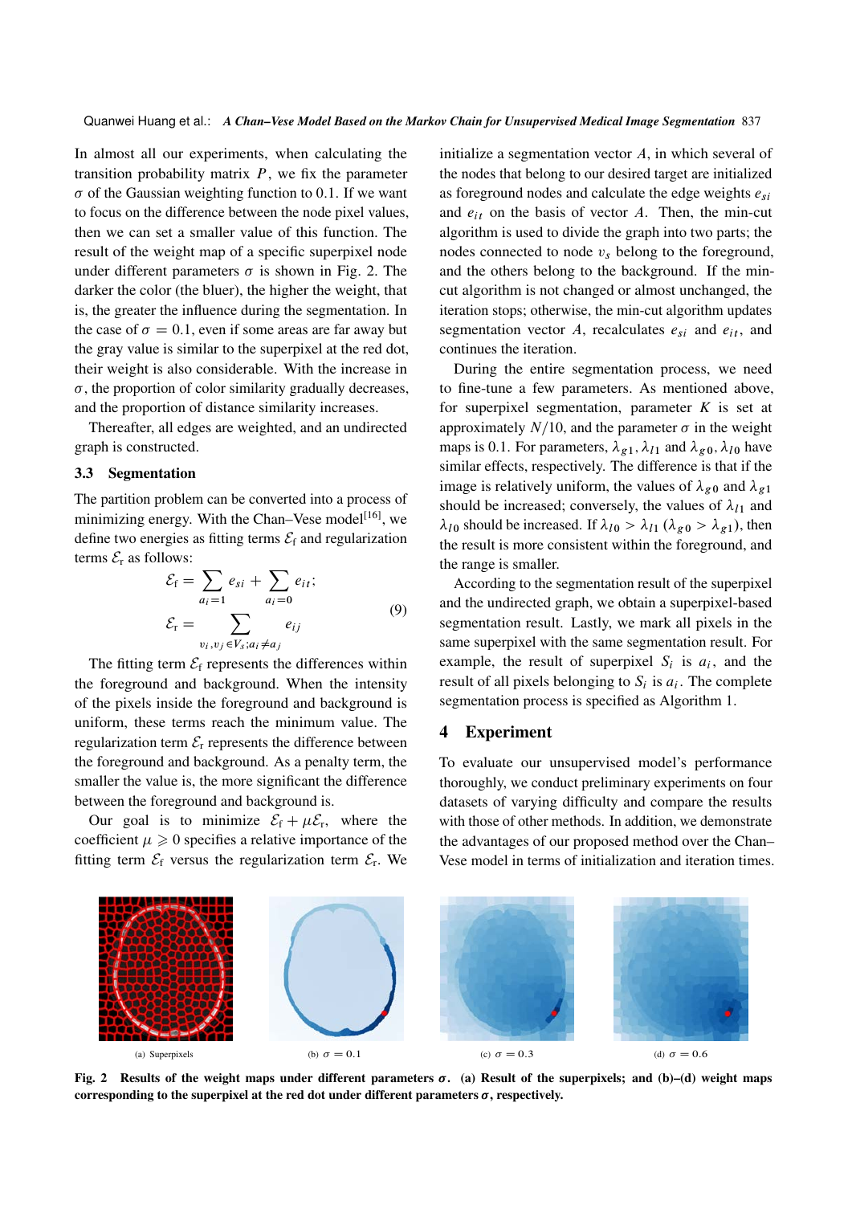In almost all our experiments, when calculating the transition probability matrix $P$, we fix the parameter $\sigma$ of the Gaussian weighting function to 0.1. If we want to focus on the difference between the node pixel values, then we can set a smaller value of this function. The result of the weight map of a specific superpixel node under different parameters $\sigma$ is shown in Fig. 2. The darker the color (the bluer), the higher the weight, that is, the greater the influence during the segmentation. In the case of $\sigma = 0.1$, even if some areas are far away but the gray value is similar to the superpixel at the red dot, their weight is also considerable. With the increase in $\sigma$, the proportion of color similarity gradually decreases, and the proportion of distance similarity increases.

Thereafter, all edges are weighted, and an undirected graph is constructed.

### 3.3 Segmentation

The partition problem can be converted into a process of minimizing energy. With the Chan–Vese model[16], we define two energies as fitting terms $\mathcal{E}_{\rm f}$ and regularization terms $\mathcal{E}_{\rm r}$ as follows:

$$\begin{aligned} \mathcal{E}_{\rm f} &= \sum_{a_i=1} e_{si} + \sum_{a_i=0} e_{it}; \\ \mathcal{E}_{\rm r} &= \sum_{v_i, v_j \in V_s; a_i \neq a_j} e_{ij} \end{aligned} \tag{9}$$

The fitting term $\mathcal{E}_{\rm f}$ represents the differences within the foreground and background. When the intensity of the pixels inside the foreground and background is uniform, these terms reach the minimum value. The regularization term $\mathcal{E}_{\rm r}$ represents the difference between the foreground and background. As a penalty term, the smaller the value is, the more significant the difference between the foreground and background is.

Our goal is to minimize $\mathcal{E}_{\rm f} + \mu\mathcal{E}_{\rm r}$, where the coefficient $\mu \geqslant 0$ specifies a relative importance of the fitting term $\mathcal{E}_{\rm f}$ versus the regularization term $\mathcal{E}_{\rm r}$. We initialize a segmentation vector $A$, in which several of the nodes that belong to our desired target are initialized as foreground nodes and calculate the edge weights $e_{si}$ and $e_{it}$ on the basis of vector $A$. Then, the min-cut algorithm is used to divide the graph into two parts; the nodes connected to node $v_s$ belong to the foreground, and the others belong to the background. If the min-cut algorithm is not changed or almost unchanged, the iteration stops; otherwise, the min-cut algorithm updates segmentation vector $A$, recalculates $e_{si}$ and $e_{it}$, and continues the iteration.

During the entire segmentation process, we need to fine-tune a few parameters. As mentioned above, for superpixel segmentation, parameter $K$ is set at approximately $N/10$, and the parameter $\sigma$ in the weight maps is 0.1. For parameters, $\lambda_{g1}, \lambda_{l1}$ and $\lambda_{g0}, \lambda_{l0}$ have similar effects, respectively. The difference is that if the image is relatively uniform, the values of $\lambda_{g0}$ and $\lambda_{g1}$ should be increased; conversely, the values of $\lambda_{l1}$ and $\lambda_{l0}$ should be increased. If $\lambda_{l0} > \lambda_{l1}$ ($\lambda_{g0} > \lambda_{g1}$), then the result is more consistent within the foreground, and the range is smaller.

According to the segmentation result of the superpixel and the undirected graph, we obtain a superpixel-based segmentation result. Lastly, we mark all pixels in the same superpixel with the same segmentation result. For example, the result of superpixel $S_i$ is $a_i$, and the result of all pixels belonging to $S_i$ is $a_i$. The complete segmentation process is specified as Algorithm 1.

## 4 Experiment

To evaluate our unsupervised model's performance thoroughly, we conduct preliminary experiments on four datasets of varying difficulty and compare the results with those of other methods. In addition, we demonstrate the advantages of our proposed method over the Chan–Vese model in terms of initialization and iteration times.

(a) Superpixels (b) $\sigma = 0.1$ (c) $\sigma = 0.3$ (d) $\sigma = 0.6$

**Fig. 2 Results of the weight maps under different parameters $\sigma$. (a) Result of the superpixels; and (b)–(d) weight maps corresponding to the superpixel at the red dot under different parameters $\sigma$, respectively.**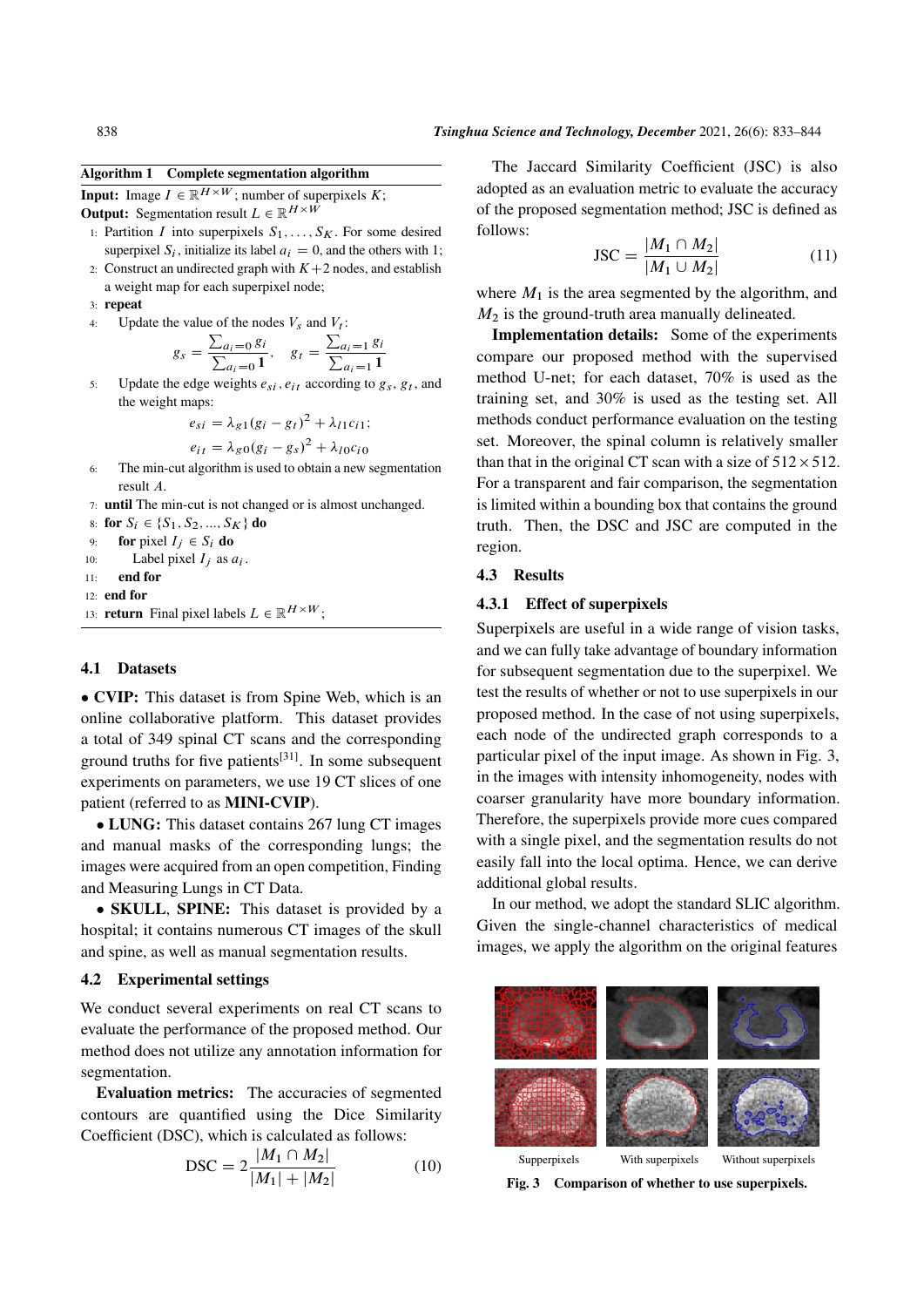**Algorithm 1 Complete segmentation algorithm**

**Input:** Image $I \in \mathbb{R}^{H\times W}$; number of superpixels $K$;

**Output:** Segmentation result $L \in \mathbb{R}^{H\times W}$

1: Partition $I$ into superpixels $S_1, \ldots, S_K$. For some desired superpixel $S_i$, initialize its label $a_i = 0$, and the others with 1;

2: Construct an undirected graph with $K+2$ nodes, and establish a weight map for each superpixel node;

3: **repeat**

4: Update the value of the nodes $V_s$ and $V_t$:

$$g_s = \frac{\sum_{a_i=0} g_i}{\sum_{a_i=0} \mathbf{1}}, \quad g_t = \frac{\sum_{a_i=1} g_i}{\sum_{a_i=1} \mathbf{1}}$$

5: Update the edge weights $e_{si}, e_{it}$ according to $g_s$, $g_t$, and the weight maps:

$$e_{si} = \lambda_{g1}(g_i - g_t)^2 + \lambda_{l1}c_{i1};$$

$$e_{it} = \lambda_{g0}(g_i - g_s)^2 + \lambda_{l0}c_{i0}$$

6: The min-cut algorithm is used to obtain a new segmentation result $A$.

7: **until** The min-cut is not changed or is almost unchanged.

8: **for** $S_i \in \{S_1, S_2, ..., S_K\}$ **do**

9: **for** pixel $I_j \in S_i$ **do**

10: Label pixel $I_j$ as $a_i$.

11: **end for**

12: **end for**

13: **return** Final pixel labels $L \in \mathbb{R}^{H\times W}$;

### 4.1 Datasets

• **CVIP:** This dataset is from Spine Web, which is an online collaborative platform. This dataset provides a total of 349 spinal CT scans and the corresponding ground truths for five patients[31]. In some subsequent experiments on parameters, we use 19 CT slices of one patient (referred to as **MINI-CVIP**).

• **LUNG:** This dataset contains 267 lung CT images and manual masks of the corresponding lungs; the images were acquired from an open competition, Finding and Measuring Lungs in CT Data.

• **SKULL**, **SPINE:** This dataset is provided by a hospital; it contains numerous CT images of the skull and spine, as well as manual segmentation results.

### 4.2 Experimental settings

We conduct several experiments on real CT scans to evaluate the performance of the proposed method. Our method does not utilize any annotation information for segmentation.

**Evaluation metrics:** The accuracies of segmented contours are quantified using the Dice Similarity Coefficient (DSC), which is calculated as follows:

$$\text{DSC} = 2\frac{|M_1 \cap M_2|}{|M_1| + |M_2|} \tag{10}$$

The Jaccard Similarity Coefficient (JSC) is also adopted as an evaluation metric to evaluate the accuracy of the proposed segmentation method; JSC is defined as follows:

$$\text{JSC} = \frac{|M_1 \cap M_2|}{|M_1 \cup M_2|} \tag{11}$$

where $M_1$ is the area segmented by the algorithm, and $M_2$ is the ground-truth area manually delineated.

**Implementation details:** Some of the experiments compare our proposed method with the supervised method U-net; for each dataset, 70% is used as the training set, and 30% is used as the testing set. All methods conduct performance evaluation on the testing set. Moreover, the spinal column is relatively smaller than that in the original CT scan with a size of $512\times 512$. For a transparent and fair comparison, the segmentation is limited within a bounding box that contains the ground truth. Then, the DSC and JSC are computed in the region.

### 4.3 Results

#### 4.3.1 Effect of superpixels

Superpixels are useful in a wide range of vision tasks, and we can fully take advantage of boundary information for subsequent segmentation due to the superpixel. We test the results of whether or not to use superpixels in our proposed method. In the case of not using superpixels, each node of the undirected graph corresponds to a particular pixel of the input image. As shown in Fig. 3, in the images with intensity inhomogeneity, nodes with coarser granularity have more boundary information. Therefore, the superpixels provide more cues compared with a single pixel, and the segmentation results do not easily fall into the local optima. Hence, we can derive additional global results.

In our method, we adopt the standard SLIC algorithm. Given the single-channel characteristics of medical images, we apply the algorithm on the original features

Supperpixels With superpixels Without superpixels

**Fig. 3 Comparison of whether to use superpixels.**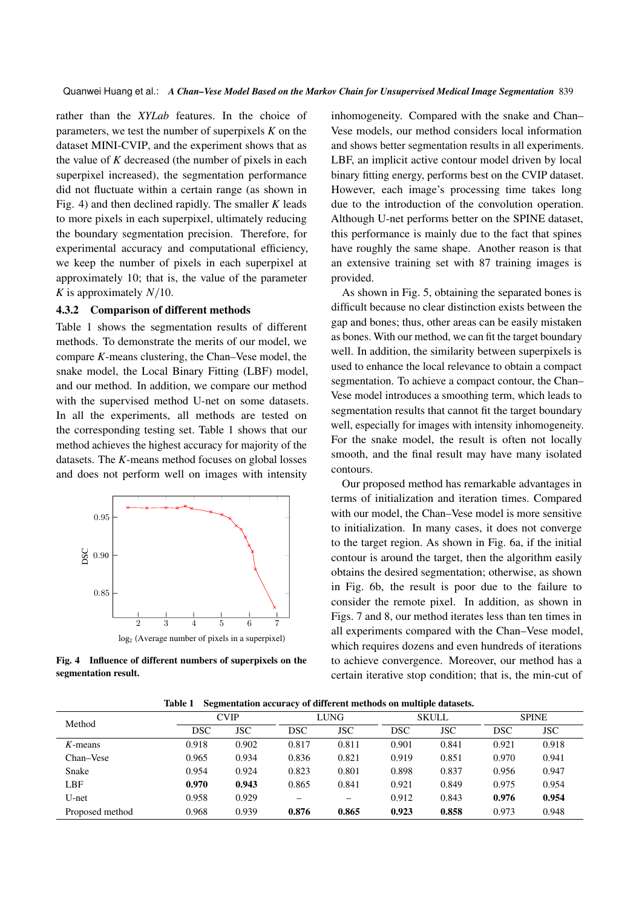rather than the *XYLab* features. In the choice of parameters, we test the number of superpixels $K$ on the dataset MINI-CVIP, and the experiment shows that as the value of $K$ decreased (the number of pixels in each superpixel increased), the segmentation performance did not fluctuate within a certain range (as shown in Fig. 4) and then declined rapidly. The smaller $K$ leads to more pixels in each superpixel, ultimately reducing the boundary segmentation precision. Therefore, for experimental accuracy and computational efficiency, we keep the number of pixels in each superpixel at approximately 10; that is, the value of the parameter $K$ is approximately $N/10$.

### 4.3.2 Comparison of different methods

Table 1 shows the segmentation results of different methods. To demonstrate the merits of our model, we compare $K$-means clustering, the Chan–Vese model, the snake model, the Local Binary Fitting (LBF) model, and our method. In addition, we compare our method with the supervised method U-net on some datasets. In all the experiments, all methods are tested on the corresponding testing set. Table 1 shows that our method achieves the highest accuracy for majority of the datasets. The $K$-means method focuses on global losses and does not perform well on images with intensity inhomogeneity. Compared with the snake and Chan–Vese models, our method considers local information and shows better segmentation results in all experiments. LBF, an implicit active contour model driven by local binary fitting energy, performs best on the CVIP dataset. However, each image's processing time takes long due to the introduction of the convolution operation. Although U-net performs better on the SPINE dataset, this performance is mainly due to the fact that spines have roughly the same shape. Another reason is that an extensive training set with 87 training images is provided.

**Fig. 4 Influence of different numbers of superpixels on the segmentation result.**

As shown in Fig. 5, obtaining the separated bones is difficult because no clear distinction exists between the gap and bones; thus, other areas can be easily mistaken as bones. With our method, we can fit the target boundary well. In addition, the similarity between superpixels is used to enhance the local relevance to obtain a compact segmentation. To achieve a compact contour, the Chan–Vese model introduces a smoothing term, which leads to segmentation results that cannot fit the target boundary well, especially for images with intensity inhomogeneity. For the snake model, the result is often not locally smooth, and the final result may have many isolated contours.

Our proposed method has remarkable advantages in terms of initialization and iteration times. Compared with our model, the Chan–Vese model is more sensitive to initialization. In many cases, it does not converge to the target region. As shown in Fig. 6a, if the initial contour is around the target, then the algorithm easily obtains the desired segmentation; otherwise, as shown in Fig. 6b, the result is poor due to the failure to consider the remote pixel. In addition, as shown in Figs. 7 and 8, our method iterates less than ten times in all experiments compared with the Chan–Vese model, which requires dozens and even hundreds of iterations to achieve convergence. Moreover, our method has a certain iterative stop condition; that is, the min-cut of

**Table 1 Segmentation accuracy of different methods on multiple datasets.**

| Method | CVIP | | LUNG | | SKULL | | SPINE | |
|---|---|---|---|---|---|---|---|---|
| | DSC | JSC | DSC | JSC | DSC | JSC | DSC | JSC |
| $K$-means | 0.918 | 0.902 | 0.817 | 0.811 | 0.901 | 0.841 | 0.921 | 0.918 |
| Chan–Vese | 0.965 | 0.934 | 0.836 | 0.821 | 0.919 | 0.851 | 0.970 | 0.941 |
| Snake | 0.954 | 0.924 | 0.823 | 0.801 | 0.898 | 0.837 | 0.956 | 0.947 |
| LBF | **0.970** | **0.943** | 0.865 | 0.841 | 0.921 | 0.849 | 0.975 | 0.954 |
| U-net | 0.958 | 0.929 | – | – | 0.912 | 0.843 | **0.976** | **0.954** |
| Proposed method | 0.968 | 0.939 | **0.876** | **0.865** | **0.923** | **0.858** | 0.973 | 0.948 |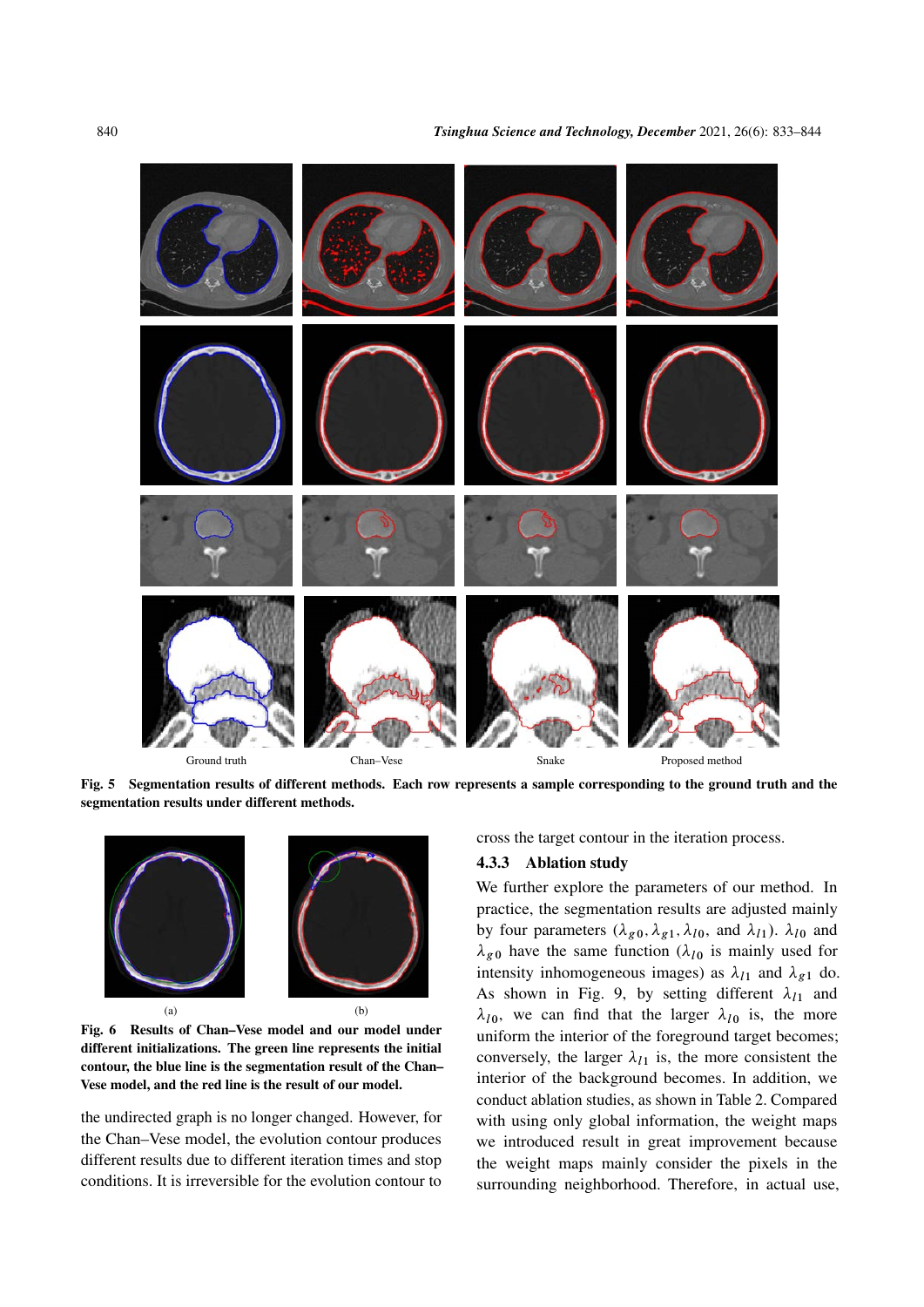Ground truth Chan–Vese Snake Proposed method

**Fig. 5 Segmentation results of different methods. Each row represents a sample corresponding to the ground truth and the segmentation results under different methods.**

(a) (b)

**Fig. 6 Results of Chan–Vese model and our model under different initializations. The green line represents the initial contour, the blue line is the segmentation result of the Chan–Vese model, and the red line is the result of our model.**

the undirected graph is no longer changed. However, for the Chan–Vese model, the evolution contour produces different results due to different iteration times and stop conditions. It is irreversible for the evolution contour to cross the target contour in the iteration process.

### 4.3.3 Ablation study

We further explore the parameters of our method. In practice, the segmentation results are adjusted mainly by four parameters ($\lambda_{g0}, \lambda_{g1}, \lambda_{l0}$, and $\lambda_{l1}$). $\lambda_{l0}$ and $\lambda_{g0}$ have the same function ($\lambda_{l0}$ is mainly used for intensity inhomogeneous images) as $\lambda_{l1}$ and $\lambda_{g1}$ do. As shown in Fig. 9, by setting different $\lambda_{l1}$ and $\lambda_{l0}$, we can find that the larger $\lambda_{l0}$ is, the more uniform the interior of the foreground target becomes; conversely, the larger $\lambda_{l1}$ is, the more consistent the interior of the background becomes. In addition, we conduct ablation studies, as shown in Table 2. Compared with using only global information, the weight maps we introduced result in great improvement because the weight maps mainly consider the pixels in the surrounding neighborhood. Therefore, in actual use,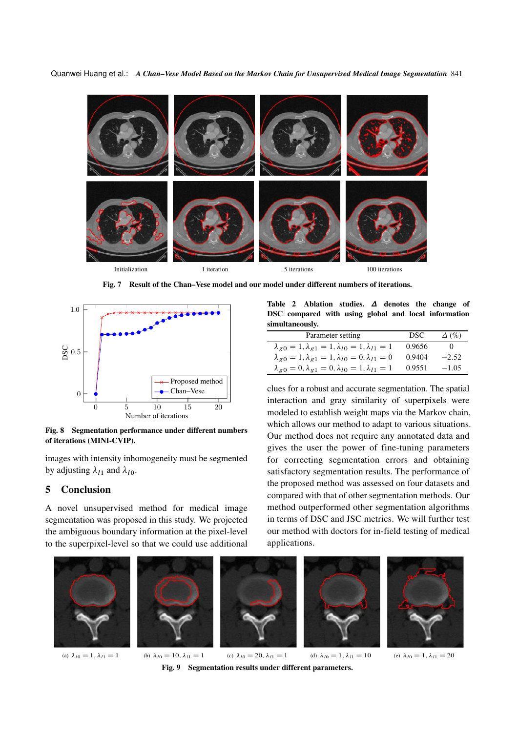Initialization 1 iteration 5 iterations 100 iterations

**Fig. 7** Result of the Chan–Vese model and our model under different numbers of iterations.

**Fig. 8** Segmentation performance under different numbers of iterations (MINI-CVIP).

images with intensity inhomogeneity must be segmented by adjusting $\lambda_{l1}$ and $\lambda_{l0}$.

## 5 Conclusion

A novel unsupervised method for medical image segmentation was proposed in this study. We projected the ambiguous boundary information at the pixel-level to the superpixel-level so that we could use additional clues for a robust and accurate segmentation. The spatial interaction and gray similarity of superpixels were modeled to establish weight maps via the Markov chain, which allows our method to adapt to various situations. Our method does not require any annotated data and gives the user the power of fine-tuning parameters for correcting segmentation errors and obtaining satisfactory segmentation results. The performance of the proposed method was assessed on four datasets and compared with that of other segmentation methods. Our method outperformed other segmentation algorithms in terms of DSC and JSC metrics. We will further test our method with doctors for in-field testing of medical applications.

**Table 2** Ablation studies. $\Delta$ denotes the change of DSC compared with using global and local information simultaneously.

| Parameter setting | DSC | $\Delta$ (%) |
|---|---|---|
| $\lambda_{g0}=1, \lambda_{g1}=1, \lambda_{l0}=1, \lambda_{l1}=1$ | 0.9656 | 0 |
| $\lambda_{g0}=1, \lambda_{g1}=1, \lambda_{l0}=0, \lambda_{l1}=0$ | 0.9404 | −2.52 |
| $\lambda_{g0}=0, \lambda_{g1}=0, \lambda_{l0}=1, \lambda_{l1}=1$ | 0.9551 | −1.05 |

(a) $\lambda_{l0}=1, \lambda_{l1}=1$ (b) $\lambda_{l0}=10, \lambda_{l1}=1$ (c) $\lambda_{l0}=20, \lambda_{l1}=1$ (d) $\lambda_{l0}=1, \lambda_{l1}=10$ (e) $\lambda_{l0}=1, \lambda_{l1}=20$

**Fig. 9** Segmentation results under different parameters.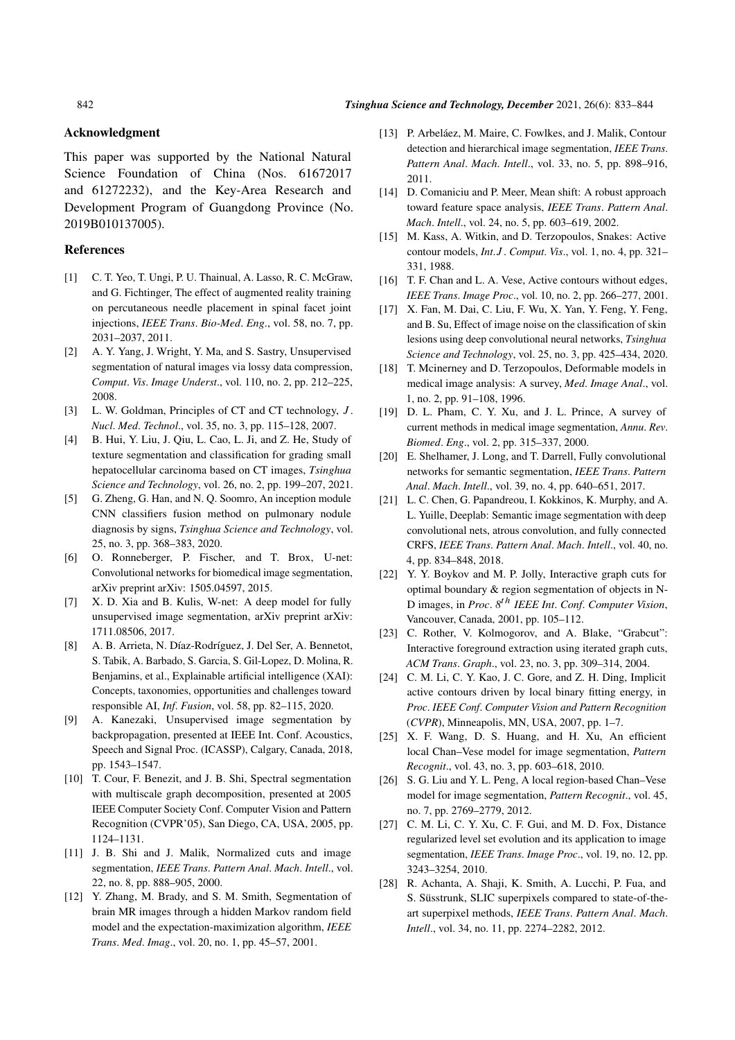## Acknowledgment

This paper was supported by the National Natural Science Foundation of China (Nos. 61672017 and 61272232), and the Key-Area Research and Development Program of Guangdong Province (No. 2019B010137005).

## References

[1] C. T. Yeo, T. Ungi, P. U. Thainual, A. Lasso, R. C. McGraw, and G. Fichtinger, The effect of augmented reality training on percutaneous needle placement in spinal facet joint injections, *IEEE Trans. Bio-Med. Eng*., vol. 58, no. 7, pp. 2031–2037, 2011.

[2] A. Y. Yang, J. Wright, Y. Ma, and S. Sastry, Unsupervised segmentation of natural images via lossy data compression, *Comput. Vis. Image Underst*., vol. 110, no. 2, pp. 212–225, 2008.

[3] L. W. Goldman, Principles of CT and CT technology, *J. Nucl. Med. Technol*., vol. 35, no. 3, pp. 115–128, 2007.

[4] B. Hui, Y. Liu, J. Qiu, L. Cao, L. Ji, and Z. He, Study of texture segmentation and classification for grading small hepatocellular carcinoma based on CT images, *Tsinghua Science and Technology*, vol. 26, no. 2, pp. 199–207, 2021.

[5] G. Zheng, G. Han, and N. Q. Soomro, An inception module CNN classifiers fusion method on pulmonary nodule diagnosis by signs, *Tsinghua Science and Technology*, vol. 25, no. 3, pp. 368–383, 2020.

[6] O. Ronneberger, P. Fischer, and T. Brox, U-net: Convolutional networks for biomedical image segmentation, arXiv preprint arXiv: 1505.04597, 2015.

[7] X. D. Xia and B. Kulis, W-net: A deep model for fully unsupervised image segmentation, arXiv preprint arXiv: 1711.08506, 2017.

[8] A. B. Arrieta, N. Díaz-Rodríguez, J. Del Ser, A. Bennetot, S. Tabik, A. Barbado, S. Garcia, S. Gil-Lopez, D. Molina, R. Benjamins, et al., Explainable artificial intelligence (XAI): Concepts, taxonomies, opportunities and challenges toward responsible AI, *Inf. Fusion*, vol. 58, pp. 82–115, 2020.

[9] A. Kanezaki, Unsupervised image segmentation by backpropagation, presented at IEEE Int. Conf. Acoustics, Speech and Signal Proc. (ICASSP), Calgary, Canada, 2018, pp. 1543–1547.

[10] T. Cour, F. Benezit, and J. B. Shi, Spectral segmentation with multiscale graph decomposition, presented at 2005 IEEE Computer Society Conf. Computer Vision and Pattern Recognition (CVPR'05), San Diego, CA, USA, 2005, pp. 1124–1131.

[11] J. B. Shi and J. Malik, Normalized cuts and image segmentation, *IEEE Trans. Pattern Anal. Mach. Intell*., vol. 22, no. 8, pp. 888–905, 2000.

[12] Y. Zhang, M. Brady, and S. M. Smith, Segmentation of brain MR images through a hidden Markov random field model and the expectation-maximization algorithm, *IEEE Trans. Med. Imag*., vol. 20, no. 1, pp. 45–57, 2001.

[13] P. Arbeláez, M. Maire, C. Fowlkes, and J. Malik, Contour detection and hierarchical image segmentation, *IEEE Trans. Pattern Anal. Mach. Intell*., vol. 33, no. 5, pp. 898–916, 2011.

[14] D. Comaniciu and P. Meer, Mean shift: A robust approach toward feature space analysis, *IEEE Trans. Pattern Anal. Mach. Intell*., vol. 24, no. 5, pp. 603–619, 2002.

[15] M. Kass, A. Witkin, and D. Terzopoulos, Snakes: Active contour models, *Int.J. Comput. Vis*., vol. 1, no. 4, pp. 321–331, 1988.

[16] T. F. Chan and L. A. Vese, Active contours without edges, *IEEE Trans. Image Proc*., vol. 10, no. 2, pp. 266–277, 2001.

[17] X. Fan, M. Dai, C. Liu, F. Wu, X. Yan, Y. Feng, Y. Feng, and B. Su, Effect of image noise on the classification of skin lesions using deep convolutional neural networks, *Tsinghua Science and Technology*, vol. 25, no. 3, pp. 425–434, 2020.

[18] T. Mcinerney and D. Terzopoulos, Deformable models in medical image analysis: A survey, *Med. Image Anal*., vol. 1, no. 2, pp. 91–108, 1996.

[19] D. L. Pham, C. Y. Xu, and J. L. Prince, A survey of current methods in medical image segmentation, *Annu. Rev. Biomed. Eng*., vol. 2, pp. 315–337, 2000.

[20] E. Shelhamer, J. Long, and T. Darrell, Fully convolutional networks for semantic segmentation, *IEEE Trans. Pattern Anal. Mach. Intell*., vol. 39, no. 4, pp. 640–651, 2017.

[21] L. C. Chen, G. Papandreou, I. Kokkinos, K. Murphy, and A. L. Yuille, Deeplab: Semantic image segmentation with deep convolutional nets, atrous convolution, and fully connected CRFS, *IEEE Trans. Pattern Anal. Mach. Intell*., vol. 40, no. 4, pp. 834–848, 2018.

[22] Y. Y. Boykov and M. P. Jolly, Interactive graph cuts for optimal boundary & region segmentation of objects in N-D images, in *Proc. 8$^{th}$ IEEE Int. Conf. Computer Vision*, Vancouver, Canada, 2001, pp. 105–112.

[23] C. Rother, V. Kolmogorov, and A. Blake, "Grabcut": Interactive foreground extraction using iterated graph cuts, *ACM Trans. Graph*., vol. 23, no. 3, pp. 309–314, 2004.

[24] C. M. Li, C. Y. Kao, J. C. Gore, and Z. H. Ding, Implicit active contours driven by local binary fitting energy, in *Proc. IEEE Conf. Computer Vision and Pattern Recognition (CVPR)*, Minneapolis, MN, USA, 2007, pp. 1–7.

[25] X. F. Wang, D. S. Huang, and H. Xu, An efficient local Chan–Vese model for image segmentation, *Pattern Recognit*., vol. 43, no. 3, pp. 603–618, 2010.

[26] S. G. Liu and Y. L. Peng, A local region-based Chan–Vese model for image segmentation, *Pattern Recognit*., vol. 45, no. 7, pp. 2769–2779, 2012.

[27] C. M. Li, C. Y. Xu, C. F. Gui, and M. D. Fox, Distance regularized level set evolution and its application to image segmentation, *IEEE Trans. Image Proc*., vol. 19, no. 12, pp. 3243–3254, 2010.

[28] R. Achanta, A. Shaji, K. Smith, A. Lucchi, P. Fua, and S. Süsstrunk, SLIC superpixels compared to state-of-the-art superpixel methods, *IEEE Trans. Pattern Anal. Mach. Intell*., vol. 34, no. 11, pp. 2274–2282, 2012.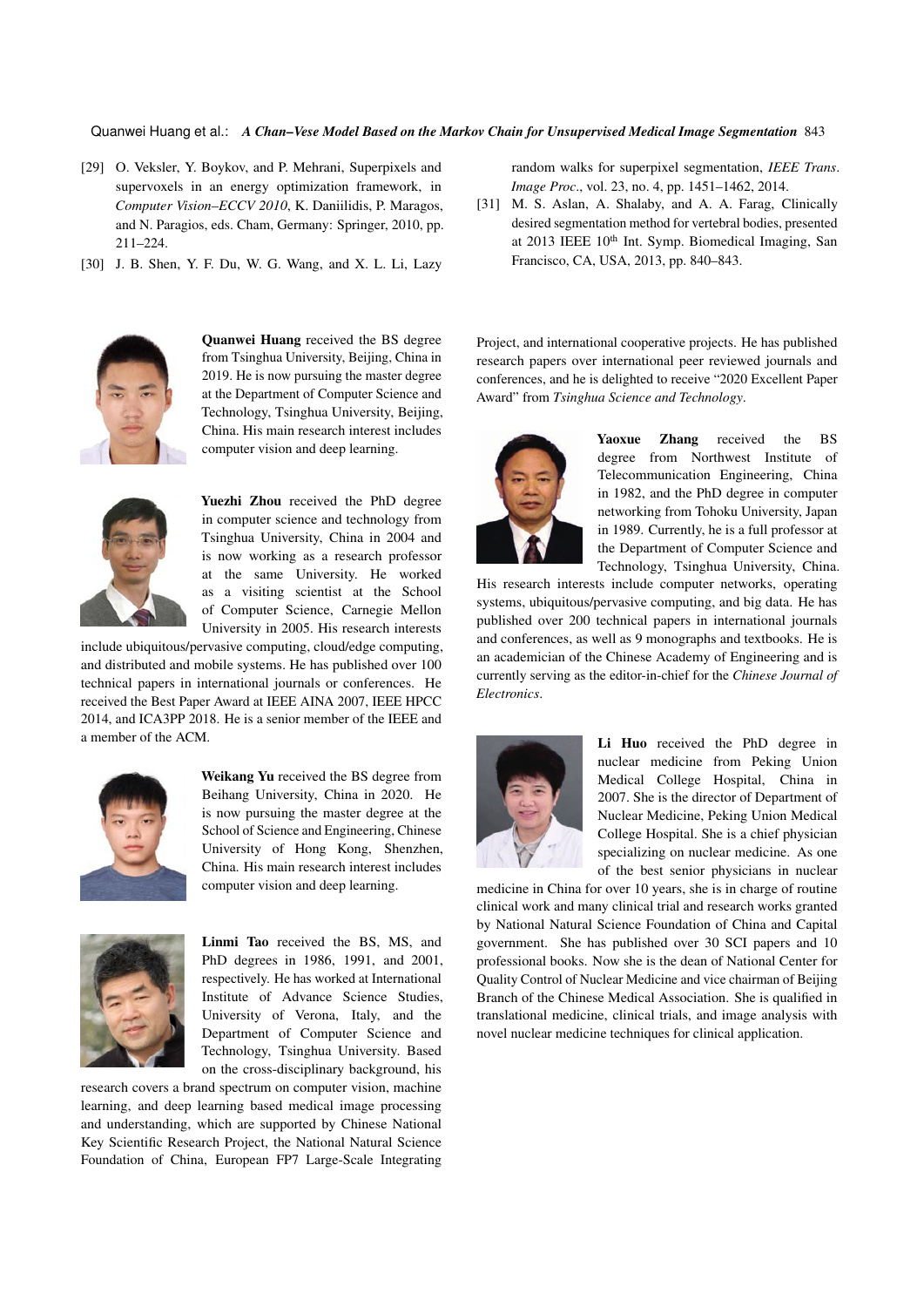[29] O. Veksler, Y. Boykov, and P. Mehrani, Superpixels and supervoxels in an energy optimization framework, in *Computer Vision–ECCV 2010*, K. Daniilidis, P. Maragos, and N. Paragios, eds. Cham, Germany: Springer, 2010, pp. 211–224.

[30] J. B. Shen, Y. F. Du, W. G. Wang, and X. L. Li, Lazy random walks for superpixel segmentation, *IEEE Trans. Image Proc.*, vol. 23, no. 4, pp. 1451–1462, 2014.

[31] M. S. Aslan, A. Shalaby, and A. A. Farag, Clinically desired segmentation method for vertebral bodies, presented at 2013 IEEE 10th Int. Symp. Biomedical Imaging, San Francisco, CA, USA, 2013, pp. 840–843.

**Quanwei Huang** received the BS degree from Tsinghua University, Beijing, China in 2019. He is now pursuing the master degree at the Department of Computer Science and Technology, Tsinghua University, Beijing, China. His main research interest includes computer vision and deep learning.

**Yuezhi Zhou** received the PhD degree in computer science and technology from Tsinghua University, China in 2004 and is now working as a research professor at the same University. He worked as a visiting scientist at the School of Computer Science, Carnegie Mellon University in 2005. His research interests include ubiquitous/pervasive computing, cloud/edge computing, and distributed and mobile systems. He has published over 100 technical papers in international journals or conferences. He received the Best Paper Award at IEEE AINA 2007, IEEE HPCC 2014, and ICA3PP 2018. He is a senior member of the IEEE and a member of the ACM.

**Weikang Yu** received the BS degree from Beihang University, China in 2020. He is now pursuing the master degree at the School of Science and Engineering, Chinese University of Hong Kong, Shenzhen, China. His main research interest includes computer vision and deep learning.

**Linmi Tao** received the BS, MS, and PhD degrees in 1986, 1991, and 2001, respectively. He has worked at International Institute of Advance Science Studies, University of Verona, Italy, and the Department of Computer Science and Technology, Tsinghua University. Based on the cross-disciplinary background, his research covers a brand spectrum on computer vision, machine learning, and deep learning based medical image processing and understanding, which are supported by Chinese National Key Scientific Research Project, the National Natural Science Foundation of China, European FP7 Large-Scale Integrating Project, and international cooperative projects. He has published research papers over international peer reviewed journals and conferences, and he is delighted to receive "2020 Excellent Paper Award" from *Tsinghua Science and Technology*.

**Yaoxue Zhang** received the BS degree from Northwest Institute of Telecommunication Engineering, China in 1982, and the PhD degree in computer networking from Tohoku University, Japan in 1989. Currently, he is a full professor at the Department of Computer Science and Technology, Tsinghua University, China. His research interests include computer networks, operating systems, ubiquitous/pervasive computing, and big data. He has published over 200 technical papers in international journals and conferences, as well as 9 monographs and textbooks. He is an academician of the Chinese Academy of Engineering and is currently serving as the editor-in-chief for the *Chinese Journal of Electronics*.

**Li Huo** received the PhD degree in nuclear medicine from Peking Union Medical College Hospital, China in 2007. She is the director of Department of Nuclear Medicine, Peking Union Medical College Hospital. She is a chief physician specializing on nuclear medicine. As one of the best senior physicians in nuclear medicine in China for over 10 years, she is in charge of routine clinical work and many clinical trial and research works granted by National Natural Science Foundation of China and Capital government. She has published over 30 SCI papers and 10 professional books. Now she is the dean of National Center for Quality Control of Nuclear Medicine and vice chairman of Beijing Branch of the Chinese Medical Association. She is qualified in translational medicine, clinical trials, and image analysis with novel nuclear medicine techniques for clinical application.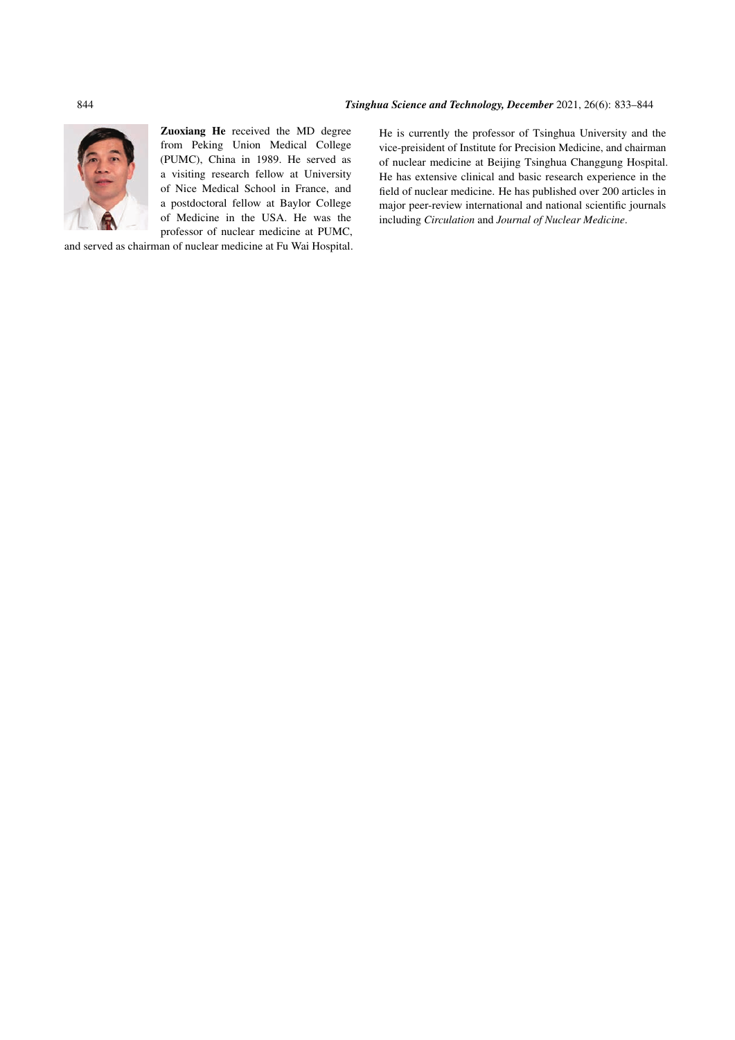**Zuoxiang He** received the MD degree from Peking Union Medical College (PUMC), China in 1989. He served as a visiting research fellow at University of Nice Medical School in France, and a postdoctoral fellow at Baylor College of Medicine in the USA. He was the professor of nuclear medicine at PUMC, and served as chairman of nuclear medicine at Fu Wai Hospital. He is currently the professor of Tsinghua University and the vice-preisident of Institute for Precision Medicine, and chairman of nuclear medicine at Beijing Tsinghua Changgung Hospital. He has extensive clinical and basic research experience in the field of nuclear medicine. He has published over 200 articles in major peer-review international and national scientific journals including *Circulation* and *Journal of Nuclear Medicine*.